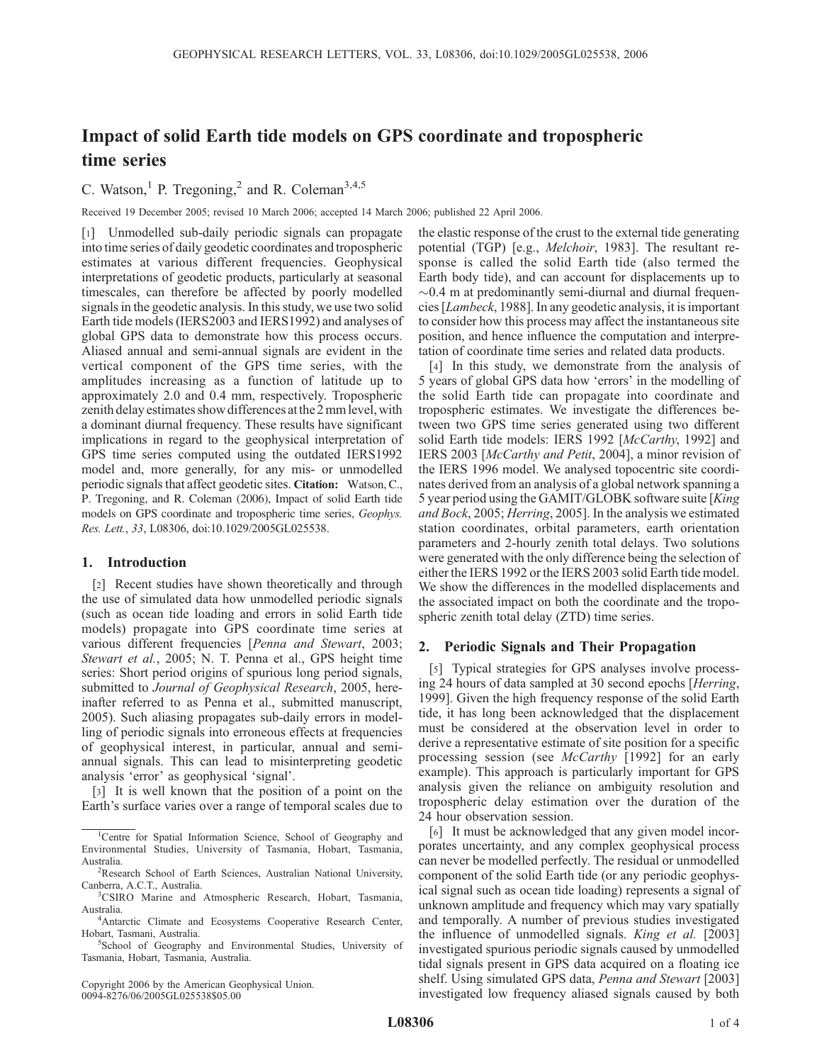# Impact of solid Earth tide models on GPS coordinate and tropospheric time series

C. Watson,[1] P. Tregoning,[2] and R. Coleman[3,4,5]

Received 19 December 2005; revised 10 March 2006; accepted 14 March 2006; published 22 April 2006.

[1] Unmodelled sub-daily periodic signals can propagate into time series of daily geodetic coordinates and tropospheric estimates at various different frequencies. Geophysical interpretations of geodetic products, particularly at seasonal timescales, can therefore be affected by poorly modelled signals in the geodetic analysis. In this study, we use two solid Earth tide models (IERS2003 and IERS1992) and analyses of global GPS data to demonstrate how this process occurs. Aliased annual and semi-annual signals are evident in the vertical component of the GPS time series, with the amplitudes increasing as a function of latitude up to approximately 2.0 and 0.4 mm, respectively. Tropospheric zenith delay estimates show differences at the 2 mm level, with a dominant diurnal frequency. These results have significant implications in regard to the geophysical interpretation of GPS time series computed using the outdated IERS1992 model and, more generally, for any mis- or unmodelled periodic signals that affect geodetic sites. **Citation:** Watson, C., P. Tregoning, and R. Coleman (2006), Impact of solid Earth tide models on GPS coordinate and tropospheric time series, *Geophys. Res. Lett.*, *33*, L08306, doi:10.1029/2005GL025538.

## 1. Introduction

[2] Recent studies have shown theoretically and through the use of simulated data how unmodelled periodic signals (such as ocean tide loading and errors in solid Earth tide models) propagate into GPS coordinate time series at various different frequencies [*Penna and Stewart*, 2003; *Stewart et al.*, 2005; N. T. Penna et al., GPS height time series: Short period origins of spurious long period signals, submitted to *Journal of Geophysical Research*, 2005, hereinafter referred to as Penna et al., submitted manuscript, 2005). Such aliasing propagates sub-daily errors in modelling of periodic signals into erroneous effects at frequencies of geophysical interest, in particular, annual and semi-annual signals. This can lead to misinterpreting geodetic analysis 'error' as geophysical 'signal'.

[3] It is well known that the position of a point on the Earth's surface varies over a range of temporal scales due to the elastic response of the crust to the external tide generating potential (TGP) [e.g., *Melchoir*, 1983]. The resultant response is called the solid Earth tide (also termed the Earth body tide), and can account for displacements up to ~0.4 m at predominantly semi-diurnal and diurnal frequencies [*Lambeck*, 1988]. In any geodetic analysis, it is important to consider how this process may affect the instantaneous site position, and hence influence the computation and interpretation of coordinate time series and related data products.

[4] In this study, we demonstrate from the analysis of 5 years of global GPS data how 'errors' in the modelling of the solid Earth tide can propagate into coordinate and tropospheric estimates. We investigate the differences between two GPS time series generated using two different solid Earth tide models: IERS 1992 [*McCarthy*, 1992] and IERS 2003 [*McCarthy and Petit*, 2004], a minor revision of the IERS 1996 model. We analysed topocentric site coordinates derived from an analysis of a global network spanning a 5 year period using the GAMIT/GLOBK software suite [*King and Bock*, 2005; *Herring*, 2005]. In the analysis we estimated station coordinates, orbital parameters, earth orientation parameters and 2-hourly zenith total delays. Two solutions were generated with the only difference being the selection of either the IERS 1992 or the IERS 2003 solid Earth tide model. We show the differences in the modelled displacements and the associated impact on both the coordinate and the tropospheric zenith total delay (ZTD) time series.

## 2. Periodic Signals and Their Propagation

[5] Typical strategies for GPS analyses involve processing 24 hours of data sampled at 30 second epochs [*Herring*, 1999]. Given the high frequency response of the solid Earth tide, it has long been acknowledged that the displacement must be considered at the observation level in order to derive a representative estimate of site position for a specific processing session (see *McCarthy* [1992] for an early example). This approach is particularly important for GPS analysis given the reliance on ambiguity resolution and tropospheric delay estimation over the duration of the 24 hour observation session.

[6] It must be acknowledged that any given model incorporates uncertainty, and any complex geophysical process can never be modelled perfectly. The residual or unmodelled component of the solid Earth tide (or any periodic geophysical signal such as ocean tide loading) represents a signal of unknown amplitude and frequency which may vary spatially and temporally. A number of previous studies investigated the influence of unmodelled signals. *King et al.* [2003] investigated spurious periodic signals caused by unmodelled tidal signals present in GPS data acquired on a floating ice shelf. Using simulated GPS data, *Penna and Stewart* [2003] investigated low frequency aliased signals caused by both

---

[1] Centre for Spatial Information Science, School of Geography and Environmental Studies, University of Tasmania, Hobart, Tasmania, Australia.

[2] Research School of Earth Sciences, Australian National University, Canberra, A.C.T., Australia.

[3] CSIRO Marine and Atmospheric Research, Hobart, Tasmania, Australia.

[4] Antarctic Climate and Ecosystems Cooperative Research Center, Hobart, Tasmani, Australia.

[5] School of Geography and Environmental Studies, University of Tasmania, Hobart, Tasmania, Australia.

Copyright 2006 by the American Geophysical Union.
0094-8276/06/2005GL025538$05.00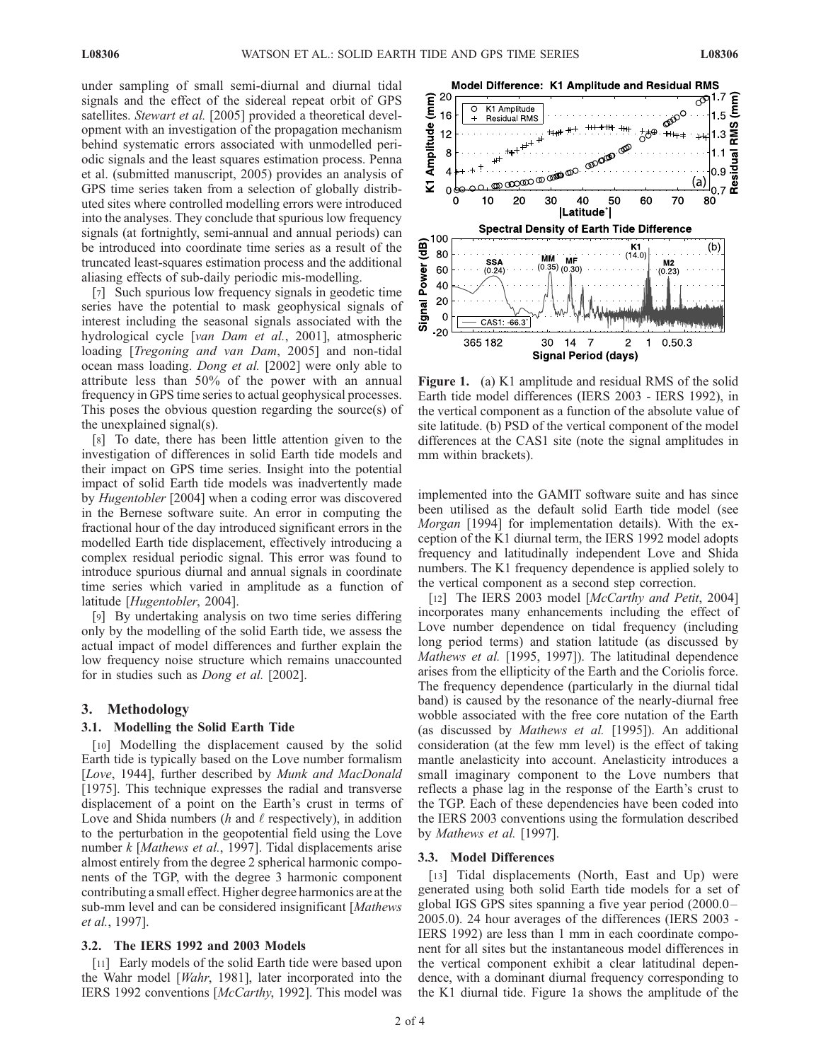under sampling of small semi-diurnal and diurnal tidal signals and the effect of the sidereal repeat orbit of GPS satellites. *Stewart et al.* [2005] provided a theoretical development with an investigation of the propagation mechanism behind systematic errors associated with unmodelled periodic signals and the least squares estimation process. Penna et al. (submitted manuscript, 2005) provides an analysis of GPS time series taken from a selection of globally distributed sites where controlled modelling errors were introduced into the analyses. They conclude that spurious low frequency signals (at fortnightly, semi-annual and annual periods) can be introduced into coordinate time series as a result of the truncated least-squares estimation process and the additional aliasing effects of sub-daily periodic mis-modelling.

[7] Such spurious low frequency signals in geodetic time series have the potential to mask geophysical signals of interest including the seasonal signals associated with the hydrological cycle [*van Dam et al.*, 2001], atmospheric loading [*Tregoning and van Dam*, 2005] and non-tidal ocean mass loading. *Dong et al.* [2002] were only able to attribute less than 50% of the power with an annual frequency in GPS time series to actual geophysical processes. This poses the obvious question regarding the source(s) of the unexplained signal(s).

[8] To date, there has been little attention given to the investigation of differences in solid Earth tide models and their impact on GPS time series. Insight into the potential impact of solid Earth tide models was inadvertently made by *Hugentobler* [2004] when a coding error was discovered in the Bernese software suite. An error in computing the fractional hour of the day introduced significant errors in the modelled Earth tide displacement, effectively introducing a complex residual periodic signal. This error was found to introduce spurious diurnal and annual signals in coordinate time series which varied in amplitude as a function of latitude [*Hugentobler*, 2004].

[9] By undertaking analysis on two time series differing only by the modelling of the solid Earth tide, we assess the actual impact of model differences and further explain the low frequency noise structure which remains unaccounted for in studies such as *Dong et al.* [2002].

## 3. Methodology

### 3.1. Modelling the Solid Earth Tide

[10] Modelling the displacement caused by the solid Earth tide is typically based on the Love number formalism [*Love*, 1944], further described by *Munk and MacDonald* [1975]. This technique expresses the radial and transverse displacement of a point on the Earth's crust in terms of Love and Shida numbers ($h$ and $\ell$ respectively), in addition to the perturbation in the geopotential field using the Love number $k$ [*Mathews et al.*, 1997]. Tidal displacements arise almost entirely from the degree 2 spherical harmonic components of the TGP, with the degree 3 harmonic component contributing a small effect. Higher degree harmonics are at the sub-mm level and can be considered insignificant [*Mathews et al.*, 1997].

### 3.2. The IERS 1992 and 2003 Models

[11] Early models of the solid Earth tide were based upon the Wahr model [*Wahr*, 1981], later incorporated into the IERS 1992 conventions [*McCarthy*, 1992]. This model was implemented into the GAMIT software suite and has since been utilised as the default solid Earth tide model (see *Morgan* [1994] for implementation details). With the exception of the K1 diurnal term, the IERS 1992 model adopts frequency and latitudinally independent Love and Shida numbers. The K1 frequency dependence is applied solely to the vertical component as a second step correction.

[12] The IERS 2003 model [*McCarthy and Petit*, 2004] incorporates many enhancements including the effect of Love number dependence on tidal frequency (including long period terms) and station latitude (as discussed by *Mathews et al.* [1995, 1997]). The latitudinal dependence arises from the ellipticity of the Earth and the Coriolis force. The frequency dependence (particularly in the diurnal tidal band) is caused by the resonance of the nearly-diurnal free wobble associated with the free core nutation of the Earth (as discussed by *Mathews et al.* [1995]). An additional consideration (at the few mm level) is the effect of taking mantle anelasticity into account. Anelasticity introduces a small imaginary component to the Love numbers that reflects a phase lag in the response of the Earth's crust to the TGP. Each of these dependencies have been coded into the IERS 2003 conventions using the formulation described by *Mathews et al.* [1997].

**Figure 1.** (a) K1 amplitude and residual RMS of the solid Earth tide model differences (IERS 2003 - IERS 1992), in the vertical component as a function of the absolute value of site latitude. (b) PSD of the vertical component of the model differences at the CAS1 site (note the signal amplitudes in mm within brackets).

### 3.3. Model Differences

[13] Tidal displacements (North, East and Up) were generated using both solid Earth tide models for a set of global IGS GPS sites spanning a five year period (2000.0–2005.0). 24 hour averages of the differences (IERS 2003 - IERS 1992) are less than 1 mm in each coordinate component for all sites but the instantaneous model differences in the vertical component exhibit a clear latitudinal dependence, with a dominant diurnal frequency corresponding to the K1 diurnal tide. Figure 1a shows the amplitude of the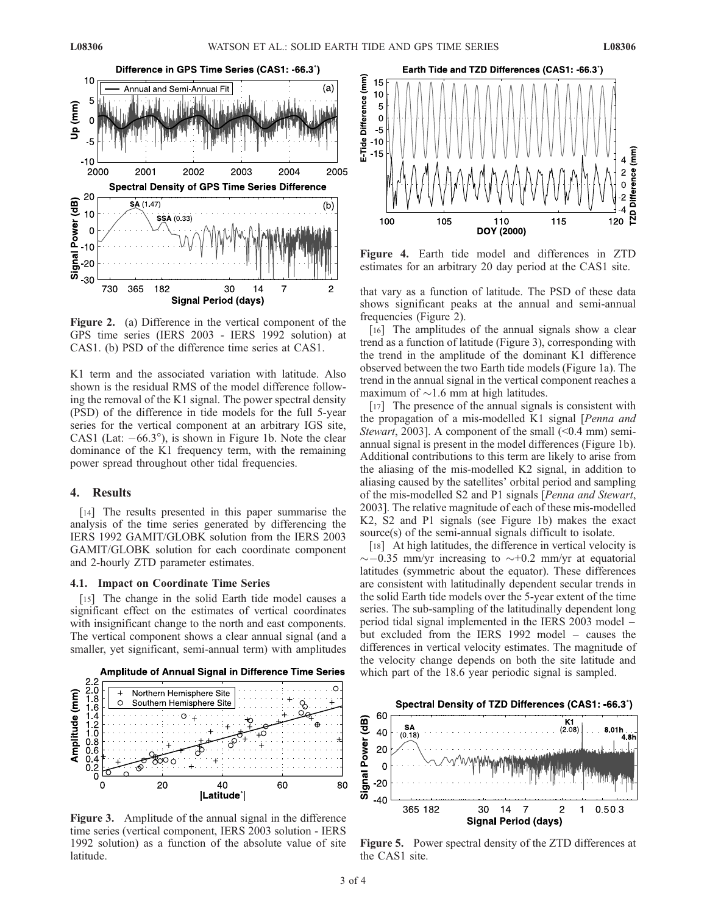Figure 2. (a) Difference in the vertical component of the GPS time series (IERS 2003 - IERS 1992 solution) at CAS1. (b) PSD of the difference time series at CAS1.

K1 term and the associated variation with latitude. Also shown is the residual RMS of the model difference following the removal of the K1 signal. The power spectral density (PSD) of the difference in tide models for the full 5-year series for the vertical component at an arbitrary IGS site, CAS1 (Lat: −66.3°), is shown in Figure 1b. Note the clear dominance of the K1 frequency term, with the remaining power spread throughout other tidal frequencies.

## 4. Results

[14] The results presented in this paper summarise the analysis of the time series generated by differencing the IERS 1992 GAMIT/GLOBK solution from the IERS 2003 GAMIT/GLOBK solution for each coordinate component and 2-hourly ZTD parameter estimates.

### 4.1. Impact on Coordinate Time Series

[15] The change in the solid Earth tide model causes a significant effect on the estimates of vertical coordinates with insignificant change to the north and east components. The vertical component shows a clear annual signal (and a smaller, yet significant, semi-annual term) with amplitudes that vary as a function of latitude. The PSD of these data shows significant peaks at the annual and semi-annual frequencies (Figure 2).

Figure 3. Amplitude of the annual signal in the difference time series (vertical component, IERS 2003 solution - IERS 1992 solution) as a function of the absolute value of site latitude.

Figure 4. Earth tide model and differences in ZTD estimates for an arbitrary 20 day period at the CAS1 site.

[16] The amplitudes of the annual signals show a clear trend as a function of latitude (Figure 3), corresponding with the trend in the amplitude of the dominant K1 difference observed between the two Earth tide models (Figure 1a). The trend in the annual signal in the vertical component reaches a maximum of ∼1.6 mm at high latitudes.

[17] The presence of the annual signals is consistent with the propagation of a mis-modelled K1 signal [*Penna and Stewart*, 2003]. A component of the small (<0.4 mm) semi-annual signal is present in the model differences (Figure 1b). Additional contributions to this term are likely to arise from the aliasing of the mis-modelled K2 signal, in addition to aliasing caused by the satellites' orbital period and sampling of the mis-modelled S2 and P1 signals [*Penna and Stewart*, 2003]. The relative magnitude of each of these mis-modelled K2, S2 and P1 signals (see Figure 1b) makes the exact source(s) of the semi-annual signals difficult to isolate.

[18] At high latitudes, the difference in vertical velocity is ∼−0.35 mm/yr increasing to ∼+0.2 mm/yr at equatorial latitudes (symmetric about the equator). These differences are consistent with latitudinally dependent secular trends in the solid Earth tide models over the 5-year extent of the time series. The sub-sampling of the latitudinally dependent long period tidal signal implemented in the IERS 2003 model – but excluded from the IERS 1992 model – causes the differences in vertical velocity estimates. The magnitude of the velocity change depends on both the site latitude and which part of the 18.6 year periodic signal is sampled.

Figure 5. Power spectral density of the ZTD differences at the CAS1 site.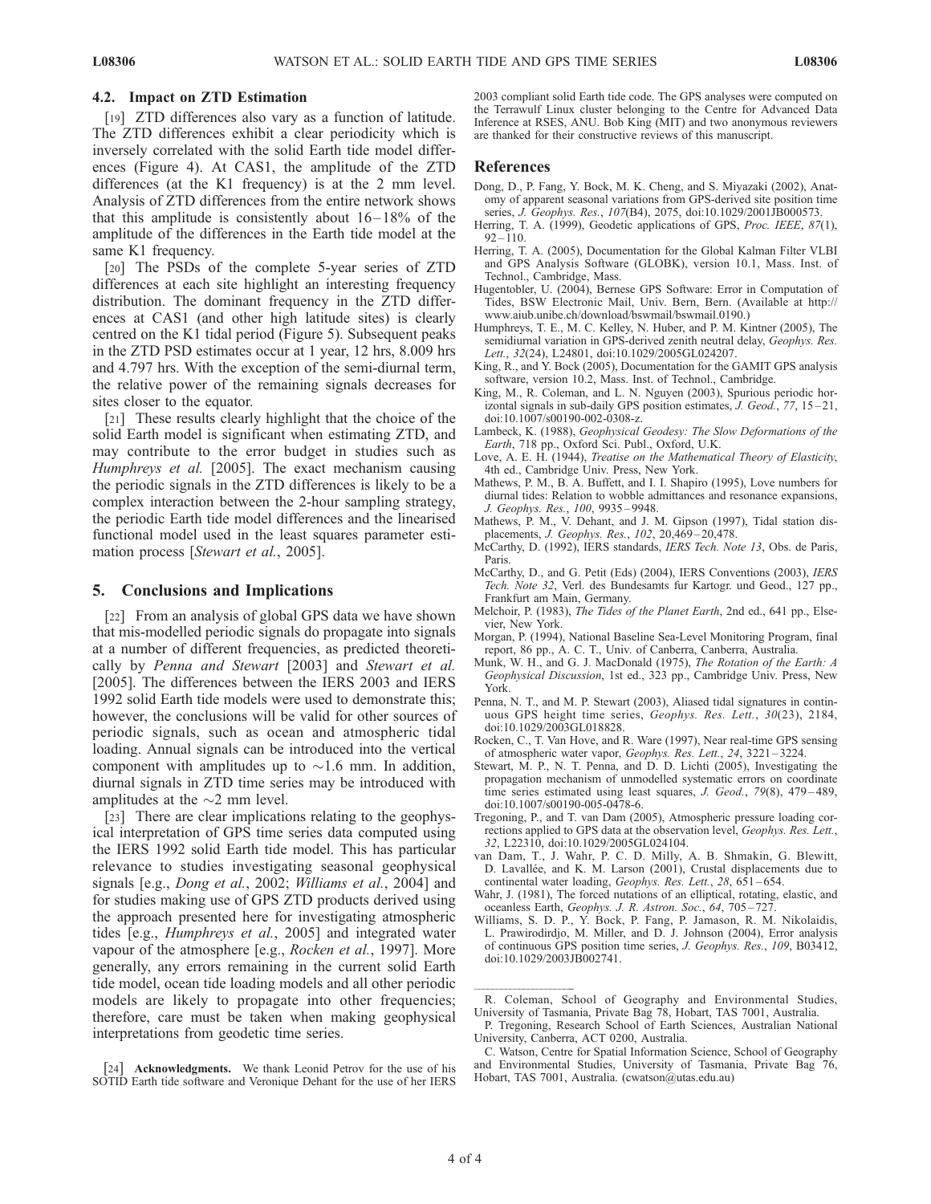### 4.2. Impact on ZTD Estimation

[19] ZTD differences also vary as a function of latitude. The ZTD differences exhibit a clear periodicity which is inversely correlated with the solid Earth tide model differences (Figure 4). At CAS1, the amplitude of the ZTD differences (at the K1 frequency) is at the 2 mm level. Analysis of ZTD differences from the entire network shows that this amplitude is consistently about 16–18% of the amplitude of the differences in the Earth tide model at the same K1 frequency.

[20] The PSDs of the complete 5-year series of ZTD differences at each site highlight an interesting frequency distribution. The dominant frequency in the ZTD differences at CAS1 (and other high latitude sites) is clearly centred on the K1 tidal period (Figure 5). Subsequent peaks in the ZTD PSD estimates occur at 1 year, 12 hrs, 8.009 hrs and 4.797 hrs. With the exception of the semi-diurnal term, the relative power of the remaining signals decreases for sites closer to the equator.

[21] These results clearly highlight that the choice of the solid Earth model is significant when estimating ZTD, and may contribute to the error budget in studies such as *Humphreys et al.* [2005]. The exact mechanism causing the periodic signals in the ZTD differences is likely to be a complex interaction between the 2-hour sampling strategy, the periodic Earth tide model differences and the linearised functional model used in the least squares parameter estimation process [*Stewart et al.*, 2005].

## 5. Conclusions and Implications

[22] From an analysis of global GPS data we have shown that mis-modelled periodic signals do propagate into signals at a number of different frequencies, as predicted theoretically by *Penna and Stewart* [2003] and *Stewart et al.* [2005]. The differences between the IERS 2003 and IERS 1992 solid Earth tide models were used to demonstrate this; however, the conclusions will be valid for other sources of periodic signals, such as ocean and atmospheric tidal loading. Annual signals can be introduced into the vertical component with amplitudes up to ~1.6 mm. In addition, diurnal signals in ZTD time series may be introduced with amplitudes at the ~2 mm level.

[23] There are clear implications relating to the geophysical interpretation of GPS time series data computed using the IERS 1992 solid Earth tide model. This has particular relevance to studies investigating seasonal geophysical signals [e.g., *Dong et al.*, 2002; *Williams et al.*, 2004] and for studies making use of GPS ZTD products derived using the approach presented here for investigating atmospheric tides [e.g., *Humphreys et al.*, 2005] and integrated water vapour of the atmosphere [e.g., *Rocken et al.*, 1997]. More generally, any errors remaining in the current solid Earth tide model, ocean tide loading models and all other periodic models are likely to propagate into other frequencies; therefore, care must be taken when making geophysical interpretations from geodetic time series.

[24] **Acknowledgments.** We thank Leonid Petrov for the use of his SOTID Earth tide software and Veronique Dehant for the use of her IERS 2003 compliant solid Earth tide code. The GPS analyses were computed on the Terrawulf Linux cluster belonging to the Centre for Advanced Data Inference at RSES, ANU. Bob King (MIT) and two anonymous reviewers are thanked for their constructive reviews of this manuscript.

## References

Dong, D., P. Fang, Y. Bock, M. K. Cheng, and S. Miyazaki (2002), Anatomy of apparent seasonal variations from GPS-derived site position time series, *J. Geophys. Res.*, *107*(B4), 2075, doi:10.1029/2001JB000573.

Herring, T. A. (1999), Geodetic applications of GPS, *Proc. IEEE*, *87*(1), 92–110.

Herring, T. A. (2005), Documentation for the Global Kalman Filter VLBI and GPS Analysis Software (GLOBK), version 10.1, Mass. Inst. of Technol., Cambridge, Mass.

Hugentobler, U. (2004), Bernese GPS Software: Error in Computation of Tides, BSW Electronic Mail, Univ. Bern, Bern. (Available at http://www.aiub.unibe.ch/download/bswmail/bswmail.0190.)

Humphreys, T. E., M. C. Kelley, N. Huber, and P. M. Kintner (2005), The semidiurnal variation in GPS-derived zenith neutral delay, *Geophys. Res. Lett.*, *32*(24), L24801, doi:10.1029/2005GL024207.

King, R., and Y. Bock (2005), Documentation for the GAMIT GPS analysis software, version 10.2, Mass. Inst. of Technol., Cambridge.

King, M., R. Coleman, and L. N. Nguyen (2003), Spurious periodic horizontal signals in sub-daily GPS position estimates, *J. Geod.*, *77*, 15–21, doi:10.1007/s00190-002-0308-z.

Lambeck, K. (1988), *Geophysical Geodesy: The Slow Deformations of the Earth*, 718 pp., Oxford Sci. Publ., Oxford, U.K.

Love, A. E. H. (1944), *Treatise on the Mathematical Theory of Elasticity*, 4th ed., Cambridge Univ. Press, New York.

Mathews, P. M., B. A. Buffett, and I. I. Shapiro (1995), Love numbers for diurnal tides: Relation to wobble admittances and resonance expansions, *J. Geophys. Res.*, *100*, 9935–9948.

Mathews, P. M., V. Dehant, and J. M. Gipson (1997), Tidal station displacements, *J. Geophys. Res.*, *102*, 20,469–20,478.

McCarthy, D. (1992), IERS standards, *IERS Tech. Note 13*, Obs. de Paris, Paris.

McCarthy, D., and G. Petit (Eds) (2004), IERS Conventions (2003), *IERS Tech. Note 32*, Verl. des Bundesamts fur Kartogr. und Geod., 127 pp., Frankfurt am Main, Germany.

Melchoir, P. (1983), *The Tides of the Planet Earth*, 2nd ed., 641 pp., Elsevier, New York.

Morgan, P. (1994), National Baseline Sea-Level Monitoring Program, final report, 86 pp., A. C. T., Univ. of Canberra, Canberra, Australia.

Munk, W. H., and G. J. MacDonald (1975), *The Rotation of the Earth: A Geophysical Discussion*, 1st ed., 323 pp., Cambridge Univ. Press, New York.

Penna, N. T., and M. P. Stewart (2003), Aliased tidal signatures in continuous GPS height time series, *Geophys. Res. Lett.*, *30*(23), 2184, doi:10.1029/2003GL018828.

Rocken, C., T. Van Hove, and R. Ware (1997), Near real-time GPS sensing of atmospheric water vapor, *Geophys. Res. Lett.*, *24*, 3221–3224.

Stewart, M. P., N. T. Penna, and D. D. Lichti (2005), Investigating the propagation mechanism of unmodelled systematic errors on coordinate time series estimated using least squares, *J. Geod.*, *79*(8), 479–489, doi:10.1007/s00190-005-0478-6.

Tregoning, P., and T. van Dam (2005), Atmospheric pressure loading corrections applied to GPS data at the observation level, *Geophys. Res. Lett.*, *32*, L22310, doi:10.1029/2005GL024104.

van Dam, T., J. Wahr, P. C. D. Milly, A. B. Shmakin, G. Blewitt, D. Lavallée, and K. M. Larson (2001), Crustal displacements due to continental water loading, *Geophys. Res. Lett.*, *28*, 651–654.

Wahr, J. (1981), The forced nutations of an elliptical, rotating, elastic, and oceanless Earth, *Geophys. J. R. Astron. Soc.*, *64*, 705–727.

Williams, S. D. P., Y. Bock, P. Fang, P. Jamason, R. M. Nikolaidis, L. Prawirodirdjo, M. Miller, and D. J. Johnson (2004), Error analysis of continuous GPS position time series, *J. Geophys. Res.*, *109*, B03412, doi:10.1029/2003JB002741.

---

R. Coleman, School of Geography and Environmental Studies, University of Tasmania, Private Bag 78, Hobart, TAS 7001, Australia.

P. Tregoning, Research School of Earth Sciences, Australian National University, Canberra, ACT 0200, Australia.

C. Watson, Centre for Spatial Information Science, School of Geography and Environmental Studies, University of Tasmania, Private Bag 76, Hobart, TAS 7001, Australia. (cwatson@utas.edu.au)